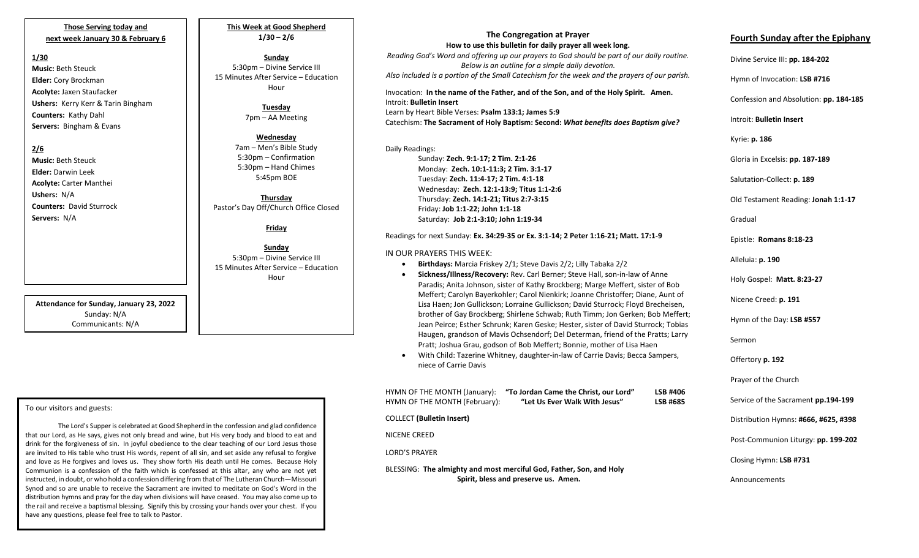**Those Serving today and next week January 30 & February 6**

**1/30**

**Music:** Beth Steuck
**Elder:** Cory Brockman
**Acolyte:** Jaxen Staufacker
**Ushers:** Kerry Kerr & Tarin Bingham
**Counters:** Kathy Dahl
**Servers:** Bingham & Evans

**2/6**

**Music:** Beth Steuck
**Elder:** Darwin Leek
**Acolyte:** Carter Manthei
**Ushers:** N/A
**Counters:** David Sturrock
**Servers:** N/A

**Attendance for Sunday, January 23, 2022**
Sunday: N/A
Communicants: N/A

**This Week at Good Shepherd**
**1/30 – 2/6**

**Sunday**
5:30pm – Divine Service III
15 Minutes After Service – Education Hour

**Tuesday**
7pm – AA Meeting

**Wednesday**
7am – Men's Bible Study
5:30pm – Confirmation
5:30pm – Hand Chimes
5:45pm BOE

**Thursday**
Pastor's Day Off/Church Office Closed

**Friday**

**Sunday**
5:30pm – Divine Service III
15 Minutes After Service – Education Hour

To our visitors and guests:

The Lord's Supper is celebrated at Good Shepherd in the confession and glad confidence that our Lord, as He says, gives not only bread and wine, but His very body and blood to eat and drink for the forgiveness of sin. In joyful obedience to the clear teaching of our Lord Jesus those are invited to His table who trust His words, repent of all sin, and set aside any refusal to forgive and love as He forgives and loves us. They show forth His death until He comes. Because Holy Communion is a confession of the faith which is confessed at this altar, any who are not yet instructed, in doubt, or who hold a confession differing from that of The Lutheran Church—Missouri Synod and so are unable to receive the Sacrament are invited to meditate on God's Word in the distribution hymns and pray for the day when divisions will have ceased. You may also come up to the rail and receive a baptismal blessing. Signify this by crossing your hands over your chest. If you have any questions, please feel free to talk to Pastor.

**The Congregation at Prayer**
**How to use this bulletin for daily prayer all week long.**
*Reading God's Word and offering up our prayers to God should be part of our daily routine. Below is an outline for a simple daily devotion. Also included is a portion of the Small Catechism for the week and the prayers of our parish.*

Invocation: **In the name of the Father, and of the Son, and of the Holy Spirit. Amen.**
Introit: **Bulletin Insert**
Learn by Heart Bible Verses: **Psalm 133:1; James 5:9**
Catechism: **The Sacrament of Holy Baptism: Second:** ***What benefits does Baptism give?***

Daily Readings:
Sunday: **Zech. 9:1-17; 2 Tim. 2:1-26**
Monday: **Zech. 10:1-11:3; 2 Tim. 3:1-17**
Tuesday: **Zech. 11:4-17; 2 Tim. 4:1-18**
Wednesday: **Zech. 12:1-13:9; Titus 1:1-2:6**
Thursday: **Zech. 14:1-21; Titus 2:7-3:15**
Friday: **Job 1:1-22; John 1:1-18**
Saturday: **Job 2:1-3:10; John 1:19-34**

Readings for next Sunday: **Ex. 34:29-35 or Ex. 3:1-14; 2 Peter 1:16-21; Matt. 17:1-9**

IN OUR PRAYERS THIS WEEK:

- **Birthdays:** Marcia Friskey 2/1; Steve Davis 2/2; Lilly Tabaka 2/2
- **Sickness/Illness/Recovery:** Rev. Carl Berner; Steve Hall, son-in-law of Anne Paradis; Anita Johnson, sister of Kathy Brockberg; Marge Meffert, sister of Bob Meffert; Carolyn Bayerkohler; Carol Nienkirk; Joanne Christoffer; Diane, Aunt of Lisa Haen; Jon Gullickson; Lorraine Gullickson; David Sturrock; Floyd Brecheisen, brother of Gay Brockberg; Shirlene Schwab; Ruth Timm; Jon Gerken; Bob Meffert; Jean Peirce; Esther Schrunk; Karen Geske; Hester, sister of David Sturrock; Tobias Haugen, grandson of Mavis Ochsendorf; Del Determan, friend of the Pratts; Larry Pratt; Joshua Grau, godson of Bob Meffert; Bonnie, mother of Lisa Haen
- With Child: Tazerine Whitney, daughter-in-law of Carrie Davis; Becca Sampers, niece of Carrie Davis

HYMN OF THE MONTH (January): **"To Jordan Came the Christ, our Lord"** **LSB #406**
HYMN OF THE MONTH (February): **"Let Us Ever Walk With Jesus"** **LSB #685**

COLLECT **(Bulletin Insert)**

NICENE CREED

LORD'S PRAYER

BLESSING: **The almighty and most merciful God, Father, Son, and Holy Spirit, bless and preserve us. Amen.**

## Fourth Sunday after the Epiphany

Divine Service III: **pp. 184-202**

Hymn of Invocation: **LSB #716**

Confession and Absolution: **pp. 184-185**

Introit: **Bulletin Insert**

Kyrie: **p. 186**

Gloria in Excelsis: **pp. 187-189**

Salutation-Collect: **p. 189**

Old Testament Reading: **Jonah 1:1-17**

Gradual

Epistle: **Romans 8:18-23**

Alleluia: **p. 190**

Holy Gospel: **Matt. 8:23-27**

Nicene Creed: **p. 191**

Hymn of the Day: **LSB #557**

Sermon

Offertory **p. 192**

Prayer of the Church

Service of the Sacrament **pp.194-199**

Distribution Hymns: **#666, #625, #398**

Post-Communion Liturgy: **pp. 199-202**

Closing Hymn: **LSB #731**

Announcements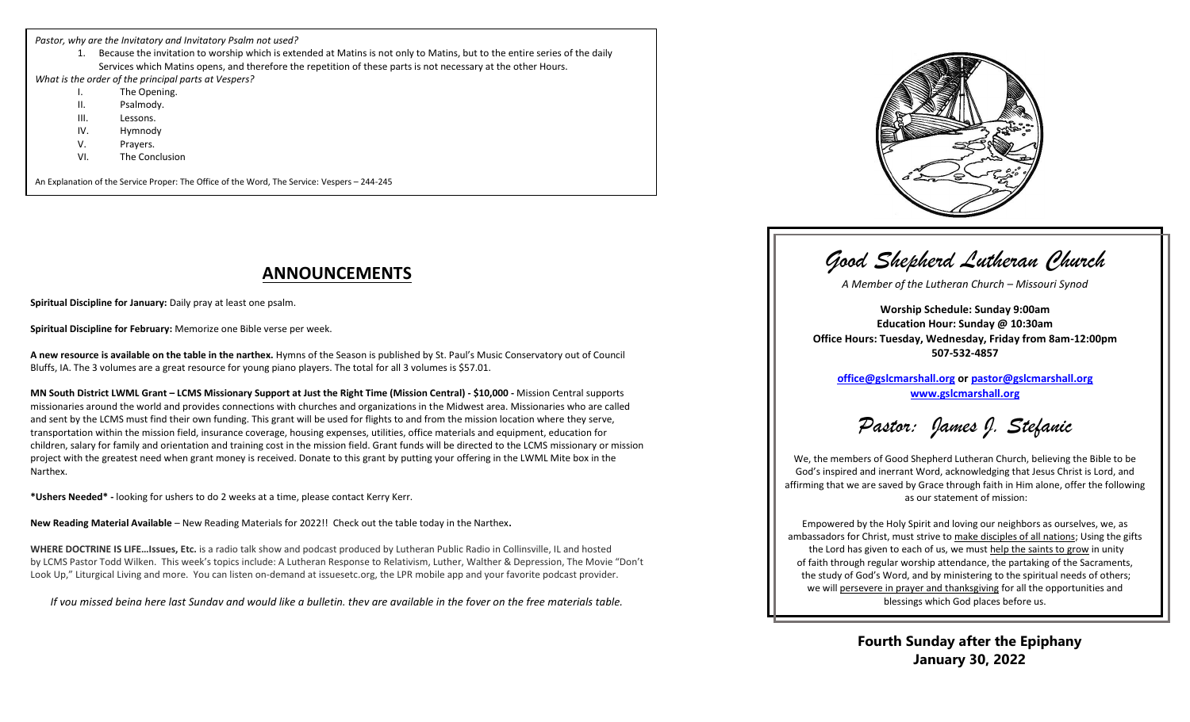*Pastor, why are the Invitatory and Invitatory Psalm not used?*

1. Because the invitation to worship which is extended at Matins is not only to Matins, but to the entire series of the daily Services which Matins opens, and therefore the repetition of these parts is not necessary at the other Hours.

*What is the order of the principal parts at Vespers?*

- I. The Opening.
- II. Psalmody.
- III. Lessons.
- IV. Hymnody
- V. Prayers.
- VI. The Conclusion

An Explanation of the Service Proper: The Office of the Word, The Service: Vespers – 244-245

## ANNOUNCEMENTS

**Spiritual Discipline for January:** Daily pray at least one psalm.

**Spiritual Discipline for February:** Memorize one Bible verse per week.

**A new resource is available on the table in the narthex.** Hymns of the Season is published by St. Paul's Music Conservatory out of Council Bluffs, IA. The 3 volumes are a great resource for young piano players. The total for all 3 volumes is $57.01.

**MN South District LWML Grant – LCMS Missionary Support at Just the Right Time (Mission Central) - $10,000 -** Mission Central supports missionaries around the world and provides connections with churches and organizations in the Midwest area. Missionaries who are called and sent by the LCMS must find their own funding. This grant will be used for flights to and from the mission location where they serve, transportation within the mission field, insurance coverage, housing expenses, utilities, office materials and equipment, education for children, salary for family and orientation and training cost in the mission field. Grant funds will be directed to the LCMS missionary or mission project with the greatest need when grant money is received. Donate to this grant by putting your offering in the LWML Mite box in the Narthex.

**\*Ushers Needed\* -** looking for ushers to do 2 weeks at a time, please contact Kerry Kerr.

**New Reading Material Available** – New Reading Materials for 2022!! Check out the table today in the Narthex**.**

**WHERE DOCTRINE IS LIFE…Issues, Etc.** is a radio talk show and podcast produced by Lutheran Public Radio in Collinsville, IL and hosted by LCMS Pastor Todd Wilken. This week's topics include: A Lutheran Response to Relativism, Luther, Walther & Depression, The Movie "Don't Look Up," Liturgical Living and more. You can listen on-demand at issuesetc.org, the LPR mobile app and your favorite podcast provider.

*If you missed being here last Sunday and would like a bulletin, they are available in the foyer on the free materials table.*

# *Good Shepherd Lutheran Church*

*A Member of the Lutheran Church – Missouri Synod*

**Worship Schedule: Sunday 9:00am**
**Education Hour: Sunday @ 10:30am**
**Office Hours: Tuesday, Wednesday, Friday from 8am-12:00pm**
**507-532-4857**

**office@gslcmarshall.org or pastor@gslcmarshall.org**
**www.gslcmarshall.org**

*Pastor: James J. Stefanic*

We, the members of Good Shepherd Lutheran Church, believing the Bible to be God's inspired and inerrant Word, acknowledging that Jesus Christ is Lord, and affirming that we are saved by Grace through faith in Him alone, offer the following as our statement of mission:

Empowered by the Holy Spirit and loving our neighbors as ourselves, we, as ambassadors for Christ, must strive to make disciples of all nations; Using the gifts the Lord has given to each of us, we must help the saints to grow in unity of faith through regular worship attendance, the partaking of the Sacraments, the study of God's Word, and by ministering to the spiritual needs of others; we will persevere in prayer and thanksgiving for all the opportunities and blessings which God places before us.

**Fourth Sunday after the Epiphany**
**January 30, 2022**